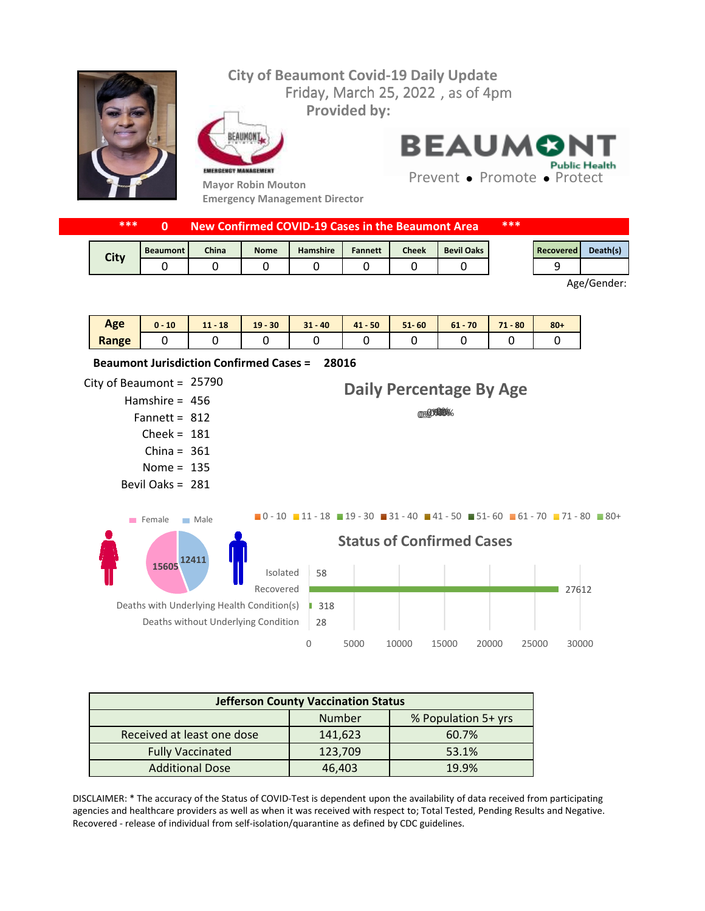# City of Beaumont Covid-19 Daily Update

Friday, March 25, 2022 , as of 4pm

**Provided by:**

Mayor Robin Mouton
Emergency Management Director

BEAUMONT Public Health
Prevent • Promote • Protect

**\*\*\* 0 New Confirmed COVID-19 Cases in the Beaumont Area \*\*\***

| City | Beaumont | China | Nome | Hamshire | Fannett | Cheek | Bevil Oaks |
|---|---|---|---|---|---|---|---|
| | 0 | 0 | 0 | 0 | 0 | 0 | 0 |

| Recovered | Death(s) |
|---|---|
| 9 | |

Age/Gender:

| Age Range | 0 - 10 | 11 - 18 | 19 - 30 | 31 - 40 | 41 - 50 | 51- 60 | 61 - 70 | 71 - 80 | 80+ |
|---|---|---|---|---|---|---|---|---|---|
| | 0 | 0 | 0 | 0 | 0 | 0 | 0 | 0 | 0 |

**Beaumont Jurisdiction Confirmed Cases = 28016**

City of Beaumont = 25790
Hamshire = 456
Fannett = 812
Cheek = 181
China = 361
Nome = 135
Bevil Oaks = 281

## Daily Percentage By Age

0 - 10 | 11 - 18 | 19 - 30 | 31 - 40 | 41 - 50 | 51- 60 | 61 - 70 | 71 - 80 | 80+

Female: 15605
Male: 12411

## Status of Confirmed Cases

| Status | Number |
|---|---|
| Isolated | 58 |
| Recovered | 27612 |
| Deaths with Underlying Health Condition(s) | 318 |
| Deaths without Underlying Condition | 28 |

| Jefferson County Vaccination Status | Number | % Population 5+ yrs |
|---|---|---|
| Received at least one dose | 141,623 | 60.7% |
| Fully Vaccinated | 123,709 | 53.1% |
| Additional Dose | 46,403 | 19.9% |

DISCLAIMER: * The accuracy of the Status of COVID-Test is dependent upon the availability of data received from participating agencies and healthcare providers as well as when it was received with respect to; Total Tested, Pending Results and Negative. Recovered - release of individual from self-isolation/quarantine as defined by CDC guidelines.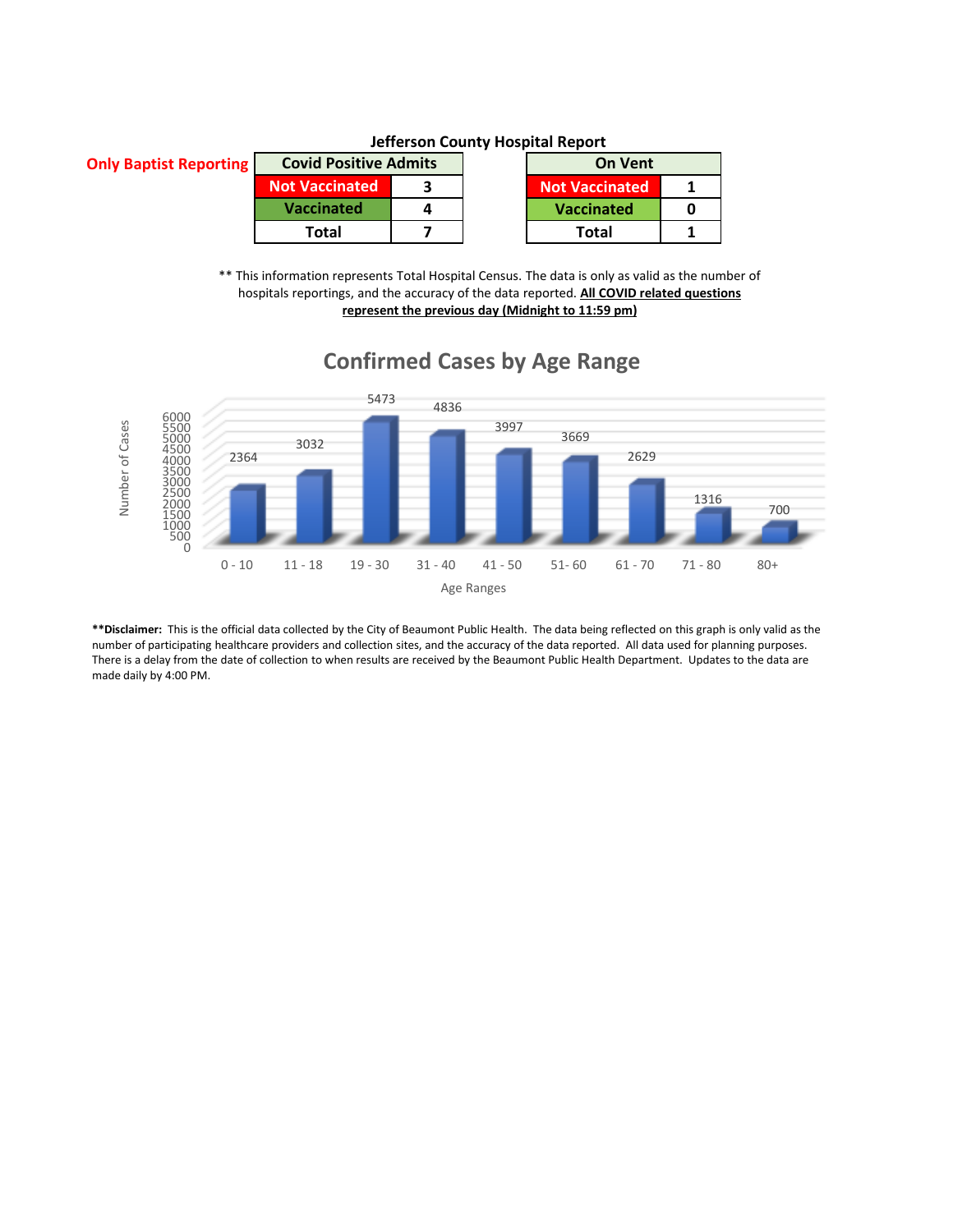## Jefferson County Hospital Report

**Only Baptist Reporting**

| Covid Positive Admits | |
|---|---|
| Not Vaccinated | 3 |
| Vaccinated | 4 |
| Total | 7 |

| On Vent | |
|---|---|
| Not Vaccinated | 1 |
| Vaccinated | 0 |
| Total | 1 |

** This information represents Total Hospital Census. The data is only as valid as the number of hospitals reportings, and the accuracy of the data reported. **All COVID related questions represent the previous day (Midnight to 11:59 pm)**

## Confirmed Cases by Age Range

Number of Cases

6000
5500
5000
4500
4000
3500
3000
2500
2000
1500
1000
500
0

0 - 10: 2364
11 - 18: 3032
19 - 30: 5473
31 - 40: 4836
41 - 50: 3997
51- 60: 3669
61 - 70: 2629
71 - 80: 1316
80+: 700

Age Ranges

****Disclaimer:** This is the official data collected by the City of Beaumont Public Health. The data being reflected on this graph is only valid as the number of participating healthcare providers and collection sites, and the accuracy of the data reported. All data used for planning purposes. There is a delay from the date of collection to when results are received by the Beaumont Public Health Department. Updates to the data are made daily by 4:00 PM.